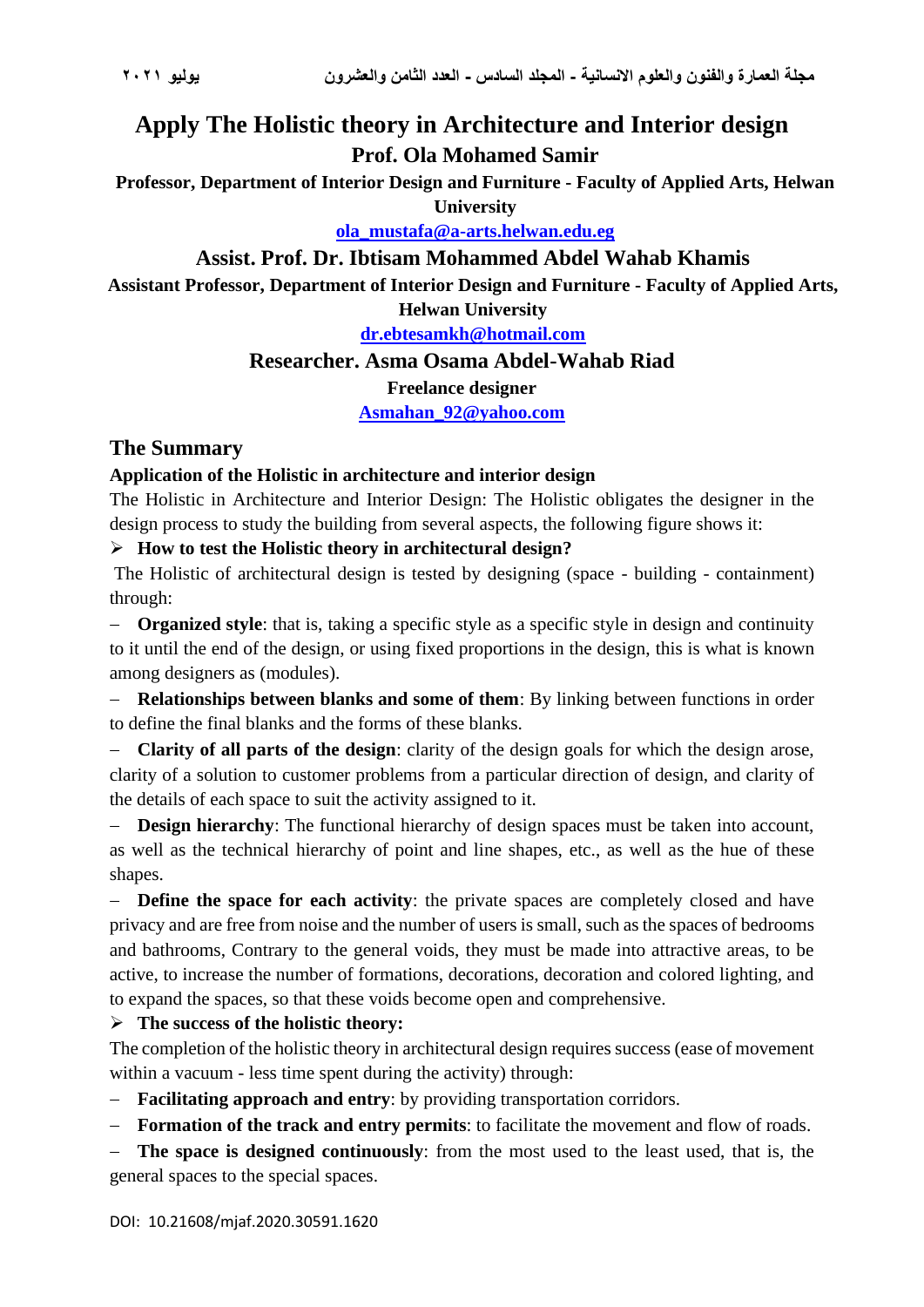# Apply The Holistic theory in Architecture and Interior design

**Prof. Ola Mohamed Samir**

**Professor, Department of Interior Design and Furniture - Faculty of Applied Arts, Helwan University**

ola_mustafa@a-arts.helwan.edu.eg

**Assist. Prof. Dr. Ibtisam Mohammed Abdel Wahab Khamis**

**Assistant Professor, Department of Interior Design and Furniture - Faculty of Applied Arts, Helwan University**

dr.ebtesamkh@hotmail.com

**Researcher. Asma Osama Abdel-Wahab Riad**

**Freelance designer**

Asmahan_92@yahoo.com

## The Summary

**Application of the Holistic in architecture and interior design**

The Holistic in Architecture and Interior Design: The Holistic obligates the designer in the design process to study the building from several aspects, the following figure shows it:

- **How to test the Holistic theory in architectural design?**

The Holistic of architectural design is tested by designing (space - building - containment) through:

- **Organized style**: that is, taking a specific style as a specific style in design and continuity to it until the end of the design, or using fixed proportions in the design, this is what is known among designers as (modules).
- **Relationships between blanks and some of them**: By linking between functions in order to define the final blanks and the forms of these blanks.
- **Clarity of all parts of the design**: clarity of the design goals for which the design arose, clarity of a solution to customer problems from a particular direction of design, and clarity of the details of each space to suit the activity assigned to it.
- **Design hierarchy**: The functional hierarchy of design spaces must be taken into account, as well as the technical hierarchy of point and line shapes, etc., as well as the hue of these shapes.
- **Define the space for each activity**: the private spaces are completely closed and have privacy and are free from noise and the number of users is small, such as the spaces of bedrooms and bathrooms, Contrary to the general voids, they must be made into attractive areas, to be active, to increase the number of formations, decorations, decoration and colored lighting, and to expand the spaces, so that these voids become open and comprehensive.

- **The success of the holistic theory:**

The completion of the holistic theory in architectural design requires success (ease of movement within a vacuum - less time spent during the activity) through:

- **Facilitating approach and entry**: by providing transportation corridors.
- **Formation of the track and entry permits**: to facilitate the movement and flow of roads.
- **The space is designed continuously**: from the most used to the least used, that is, the general spaces to the special spaces.

DOI: 10.21608/mjaf.2020.30591.1620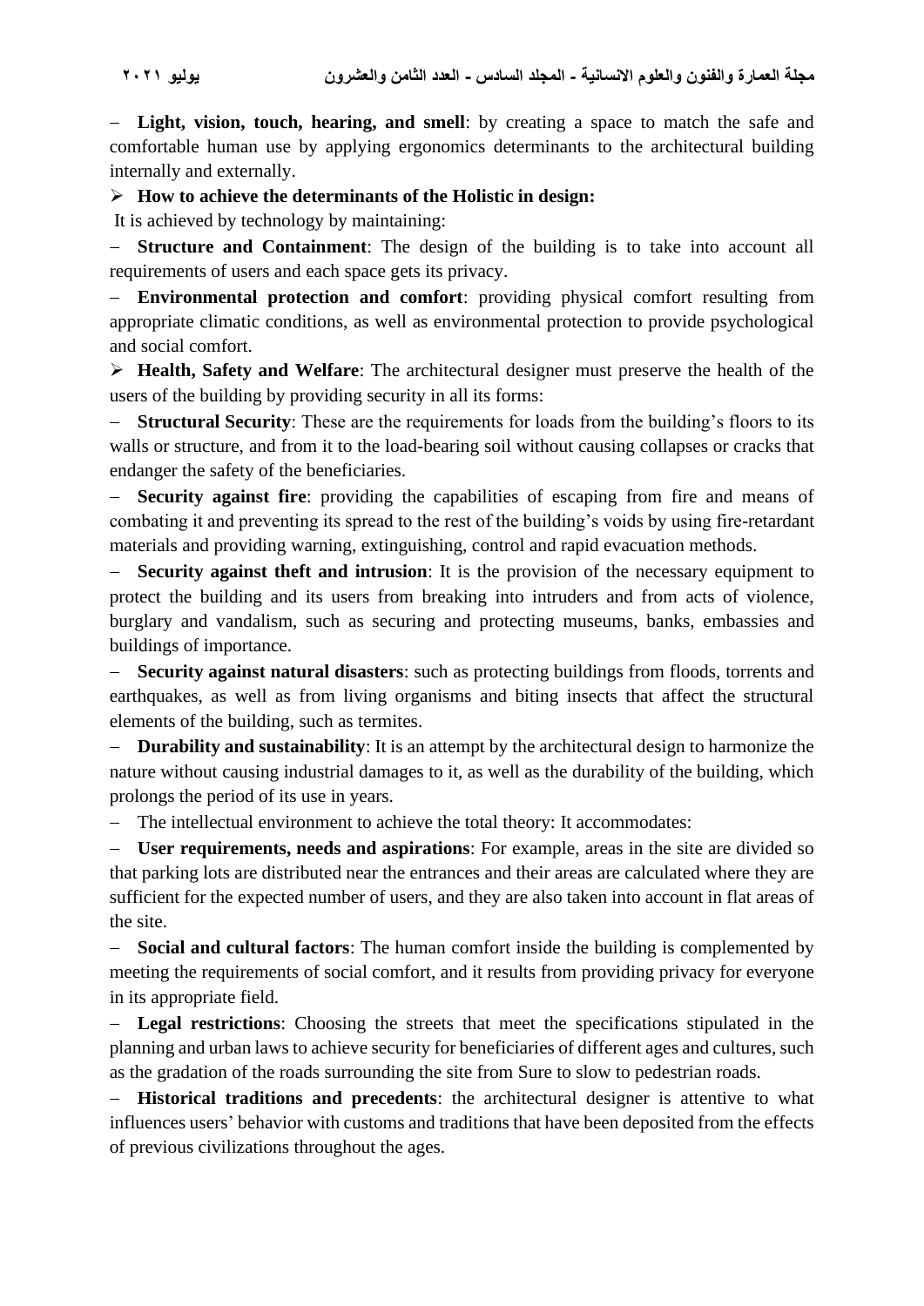- **Light, vision, touch, hearing, and smell**: by creating a space to match the safe and comfortable human use by applying ergonomics determinants to the architectural building internally and externally.

- **How to achieve the determinants of the Holistic in design:**

It is achieved by technology by maintaining:

- **Structure and Containment**: The design of the building is to take into account all requirements of users and each space gets its privacy.
- **Environmental protection and comfort**: providing physical comfort resulting from appropriate climatic conditions, as well as environmental protection to provide psychological and social comfort.

- **Health, Safety and Welfare**: The architectural designer must preserve the health of the users of the building by providing security in all its forms:

- **Structural Security**: These are the requirements for loads from the building's floors to its walls or structure, and from it to the load-bearing soil without causing collapses or cracks that endanger the safety of the beneficiaries.
- **Security against fire**: providing the capabilities of escaping from fire and means of combating it and preventing its spread to the rest of the building's voids by using fire-retardant materials and providing warning, extinguishing, control and rapid evacuation methods.
- **Security against theft and intrusion**: It is the provision of the necessary equipment to protect the building and its users from breaking into intruders and from acts of violence, burglary and vandalism, such as securing and protecting museums, banks, embassies and buildings of importance.
- **Security against natural disasters**: such as protecting buildings from floods, torrents and earthquakes, as well as from living organisms and biting insects that affect the structural elements of the building, such as termites.
- **Durability and sustainability**: It is an attempt by the architectural design to harmonize the nature without causing industrial damages to it, as well as the durability of the building, which prolongs the period of its use in years.
- The intellectual environment to achieve the total theory: It accommodates:
- **User requirements, needs and aspirations**: For example, areas in the site are divided so that parking lots are distributed near the entrances and their areas are calculated where they are sufficient for the expected number of users, and they are also taken into account in flat areas of the site.
- **Social and cultural factors**: The human comfort inside the building is complemented by meeting the requirements of social comfort, and it results from providing privacy for everyone in its appropriate field.
- **Legal restrictions**: Choosing the streets that meet the specifications stipulated in the planning and urban laws to achieve security for beneficiaries of different ages and cultures, such as the gradation of the roads surrounding the site from Sure to slow to pedestrian roads.
- **Historical traditions and precedents**: the architectural designer is attentive to what influences users' behavior with customs and traditions that have been deposited from the effects of previous civilizations throughout the ages.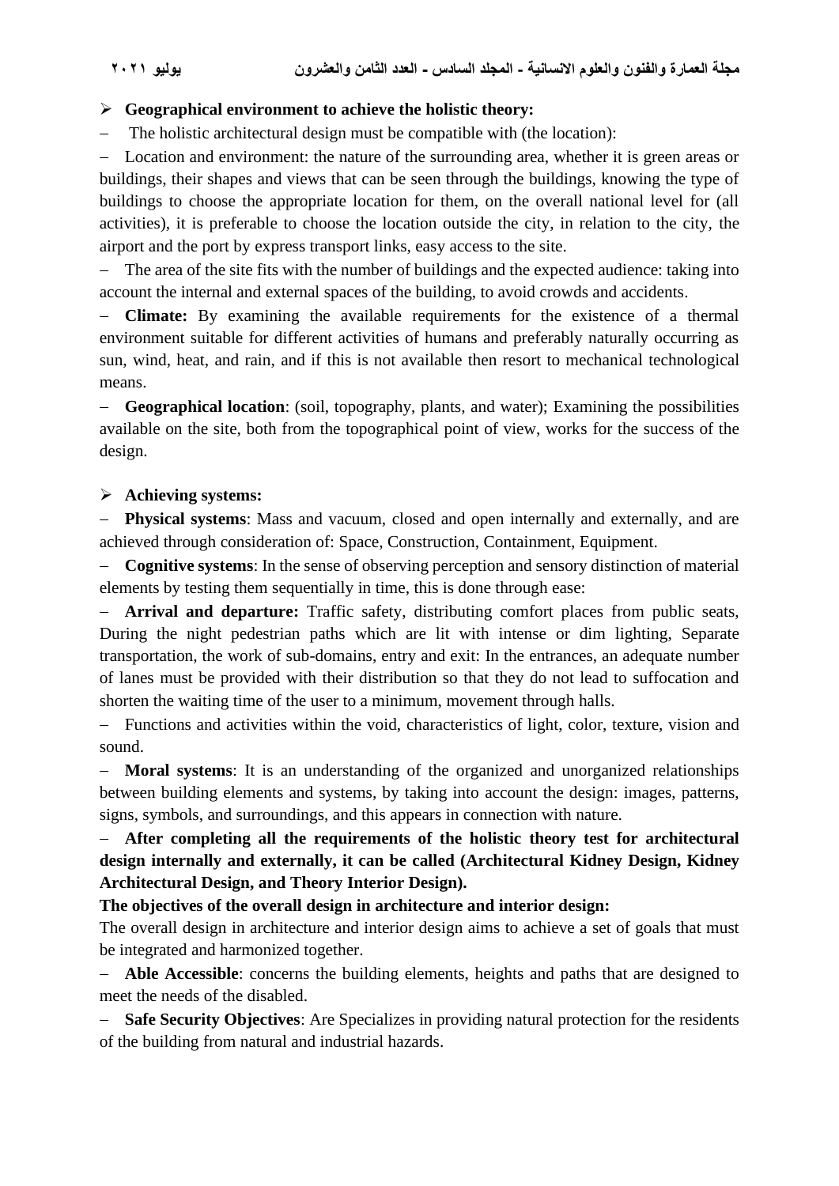- **Geographical environment to achieve the holistic theory:**

- The holistic architectural design must be compatible with (the location):
- Location and environment: the nature of the surrounding area, whether it is green areas or buildings, their shapes and views that can be seen through the buildings, knowing the type of buildings to choose the appropriate location for them, on the overall national level for (all activities), it is preferable to choose the location outside the city, in relation to the city, the airport and the port by express transport links, easy access to the site.
- The area of the site fits with the number of buildings and the expected audience: taking into account the internal and external spaces of the building, to avoid crowds and accidents.
- **Climate:** By examining the available requirements for the existence of a thermal environment suitable for different activities of humans and preferably naturally occurring as sun, wind, heat, and rain, and if this is not available then resort to mechanical technological means.
- **Geographical location**: (soil, topography, plants, and water); Examining the possibilities available on the site, both from the topographical point of view, works for the success of the design.

- **Achieving systems:**

- **Physical systems**: Mass and vacuum, closed and open internally and externally, and are achieved through consideration of: Space, Construction, Containment, Equipment.
- **Cognitive systems**: In the sense of observing perception and sensory distinction of material elements by testing them sequentially in time, this is done through ease:
- **Arrival and departure:** Traffic safety, distributing comfort places from public seats, During the night pedestrian paths which are lit with intense or dim lighting, Separate transportation, the work of sub-domains, entry and exit: In the entrances, an adequate number of lanes must be provided with their distribution so that they do not lead to suffocation and shorten the waiting time of the user to a minimum, movement through halls.
- Functions and activities within the void, characteristics of light, color, texture, vision and sound.
- **Moral systems**: It is an understanding of the organized and unorganized relationships between building elements and systems, by taking into account the design: images, patterns, signs, symbols, and surroundings, and this appears in connection with nature.
- **After completing all the requirements of the holistic theory test for architectural design internally and externally, it can be called (Architectural Kidney Design, Kidney Architectural Design, and Theory Interior Design).**

**The objectives of the overall design in architecture and interior design:**

The overall design in architecture and interior design aims to achieve a set of goals that must be integrated and harmonized together.

- **Able Accessible**: concerns the building elements, heights and paths that are designed to meet the needs of the disabled.
- **Safe Security Objectives**: Are Specializes in providing natural protection for the residents of the building from natural and industrial hazards.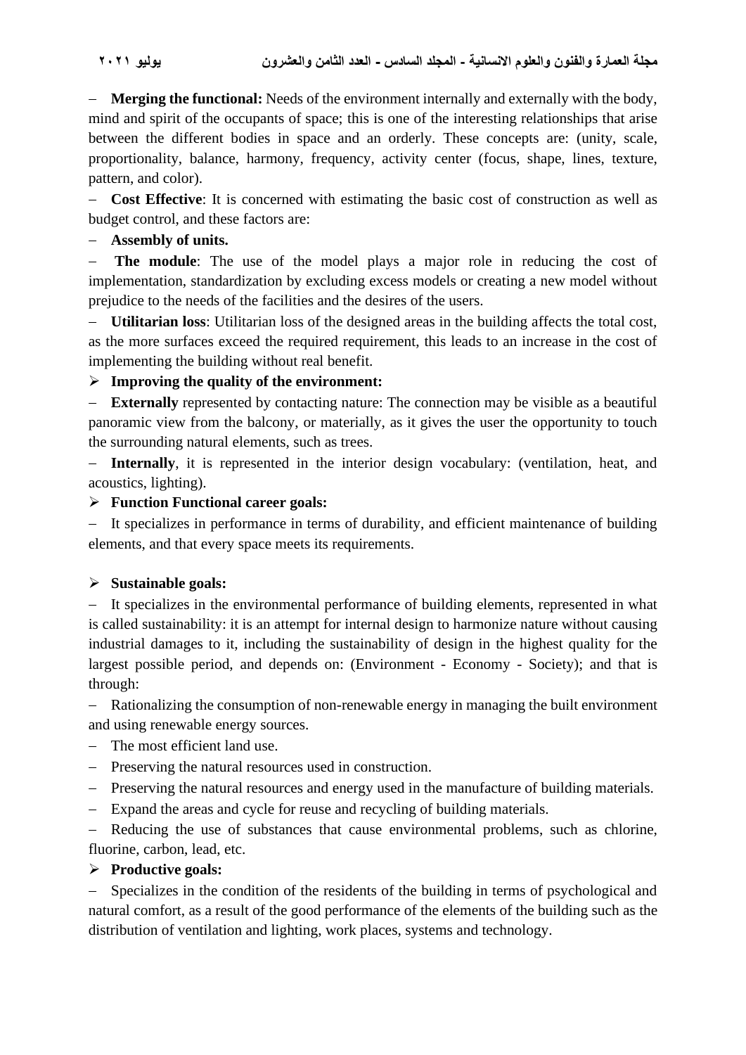- **Merging the functional:** Needs of the environment internally and externally with the body, mind and spirit of the occupants of space; this is one of the interesting relationships that arise between the different bodies in space and an orderly. These concepts are: (unity, scale, proportionality, balance, harmony, frequency, activity center (focus, shape, lines, texture, pattern, and color).
- **Cost Effective**: It is concerned with estimating the basic cost of construction as well as budget control, and these factors are:
- **Assembly of units.**
- **The module**: The use of the model plays a major role in reducing the cost of implementation, standardization by excluding excess models or creating a new model without prejudice to the needs of the facilities and the desires of the users.
- **Utilitarian loss**: Utilitarian loss of the designed areas in the building affects the total cost, as the more surfaces exceed the required requirement, this leads to an increase in the cost of implementing the building without real benefit.

➢ **Improving the quality of the environment:**

- **Externally** represented by contacting nature: The connection may be visible as a beautiful panoramic view from the balcony, or materially, as it gives the user the opportunity to touch the surrounding natural elements, such as trees.
- **Internally**, it is represented in the interior design vocabulary: (ventilation, heat, and acoustics, lighting).

➢ **Function Functional career goals:**

- It specializes in performance in terms of durability, and efficient maintenance of building elements, and that every space meets its requirements.

➢ **Sustainable goals:**

- It specializes in the environmental performance of building elements, represented in what is called sustainability: it is an attempt for internal design to harmonize nature without causing industrial damages to it, including the sustainability of design in the highest quality for the largest possible period, and depends on: (Environment - Economy - Society); and that is through:
- Rationalizing the consumption of non-renewable energy in managing the built environment and using renewable energy sources.
- The most efficient land use.
- Preserving the natural resources used in construction.
- Preserving the natural resources and energy used in the manufacture of building materials.
- Expand the areas and cycle for reuse and recycling of building materials.
- Reducing the use of substances that cause environmental problems, such as chlorine, fluorine, carbon, lead, etc.

➢ **Productive goals:**

- Specializes in the condition of the residents of the building in terms of psychological and natural comfort, as a result of the good performance of the elements of the building such as the distribution of ventilation and lighting, work places, systems and technology.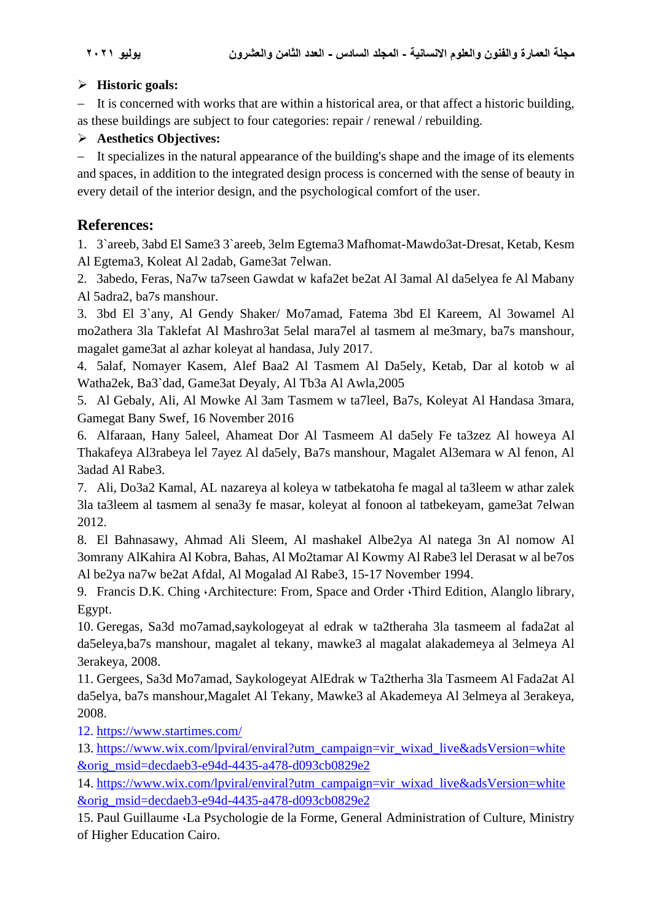- **Historic goals:**

– It is concerned with works that are within a historical area, or that affect a historic building, as these buildings are subject to four categories: repair / renewal / rebuilding.

- **Aesthetics Objectives:**

– It specializes in the natural appearance of the building's shape and the image of its elements and spaces, in addition to the integrated design process is concerned with the sense of beauty in every detail of the interior design, and the psychological comfort of the user.

## References:

1. 3`areeb, 3abd El Same3 3`areeb, 3elm Egtema3 Mafhomat-Mawdo3at-Dresat, Ketab, Kesm Al Egtema3, Koleat Al 2adab, Game3at 7elwan.
2. 3abedo, Feras, Na7w ta7seen Gawdat w kafa2et be2at Al 3amal Al da5elyea fe Al Mabany Al 5adra2, ba7s manshour.
3. 3bd El 3`any, Al Gendy Shaker/ Mo7amad, Fatema 3bd El Kareem, Al 3owamel Al mo2athera 3la Taklefat Al Mashro3at 5elal mara7el al tasmem al me3mary, ba7s manshour, magalet game3at al azhar koleyat al handasa, July 2017.
4. 5alaf, Nomayer Kasem, Alef Baa2 Al Tasmem Al Da5ely, Ketab, Dar al kotob w al Watha2ek, Ba3`dad, Game3at Deyaly, Al Tb3a Al Awla,2005
5. Al Gebaly, Ali, Al Mowke Al 3am Tasmem w ta7leel, Ba7s, Koleyat Al Handasa 3mara, Gamegat Bany Swef, 16 November 2016
6. Alfaraan, Hany 5aleel, Ahameat Dor Al Tasmeem Al da5ely Fe ta3zez Al howeya Al Thakafeya Al3rabeya lel 7ayez Al da5ely, Ba7s manshour, Magalet Al3emara w Al fenon, Al 3adad Al Rabe3.
7. Ali, Do3a2 Kamal, AL nazareya al koleya w tatbekatoha fe magal al ta3leem w athar zalek 3la ta3leem al tasmem al sena3y fe masar, koleyat al fonoon al tatbekeyam, game3at 7elwan 2012.
8. El Bahnasawy, Ahmad Ali Sleem, Al mashakel Albe2ya Al natega 3n Al nomow Al 3omrany AlKahira Al Kobra, Bahas, Al Mo2tamar Al Kowmy Al Rabe3 lel Derasat w al be7os Al be2ya na7w be2at Afdal, Al Mogalad Al Rabe3, 15-17 November 1994.
9. Francis D.K. Ching ،Architecture: From, Space and Order ،Third Edition, Alanglo library, Egypt.
10. Geregas, Sa3d mo7amad,saykologeyat al edrak w ta2theraha 3la tasmeem al fada2at al da5eleya,ba7s manshour, magalet al tekany, mawke3 al magalat alakademeya al 3elmeya Al 3erakeya, 2008.
11. Gergees, Sa3d Mo7amad, Saykologeyat AlEdrak w Ta2therha 3la Tasmeem Al Fada2at Al da5elya, ba7s manshour,Magalet Al Tekany, Mawke3 al Akademeya Al 3elmeya al 3erakeya, 2008.
12. https://www.startimes.com/
13. https://www.wix.com/lpviral/enviral?utm_campaign=vir_wixad_live&adsVersion=white&orig_msid=decdaeb3-e94d-4435-a478-d093cb0829e2
14. https://www.wix.com/lpviral/enviral?utm_campaign=vir_wixad_live&adsVersion=white&orig_msid=decdaeb3-e94d-4435-a478-d093cb0829e2
15. Paul Guillaume ،La Psychologie de la Forme, General Administration of Culture, Ministry of Higher Education Cairo.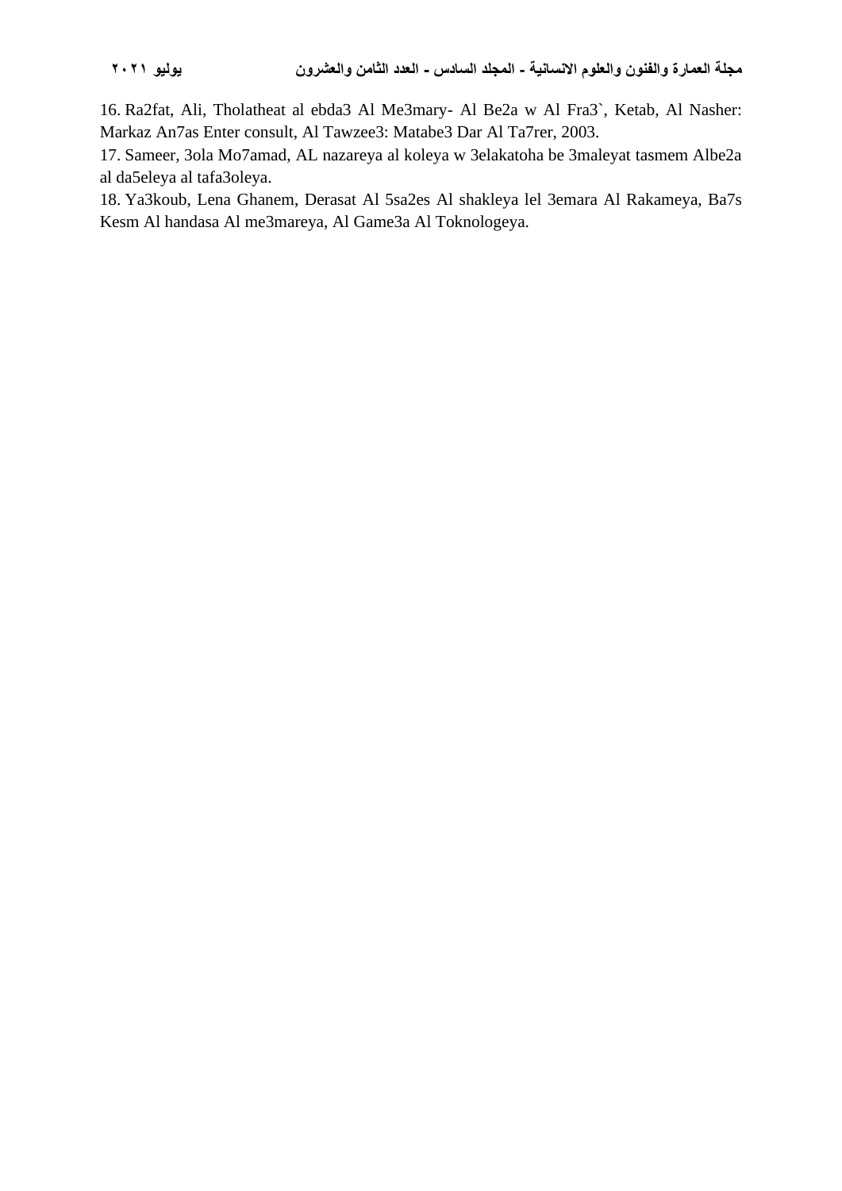16. Ra2fat, Ali, Tholatheat al ebda3 Al Me3mary- Al Be2a w Al Fra3`, Ketab, Al Nasher: Markaz An7as Enter consult, Al Tawzee3: Matabe3 Dar Al Ta7rer, 2003.

17. Sameer, 3ola Mo7amad, AL nazareya al koleya w 3elakatoha be 3maleyat tasmem Albe2a al da5eleya al tafa3oleya.

18. Ya3koub, Lena Ghanem, Derasat Al 5sa2es Al shakleya lel 3emara Al Rakameya, Ba7s Kesm Al handasa Al me3mareya, Al Game3a Al Toknologeya.